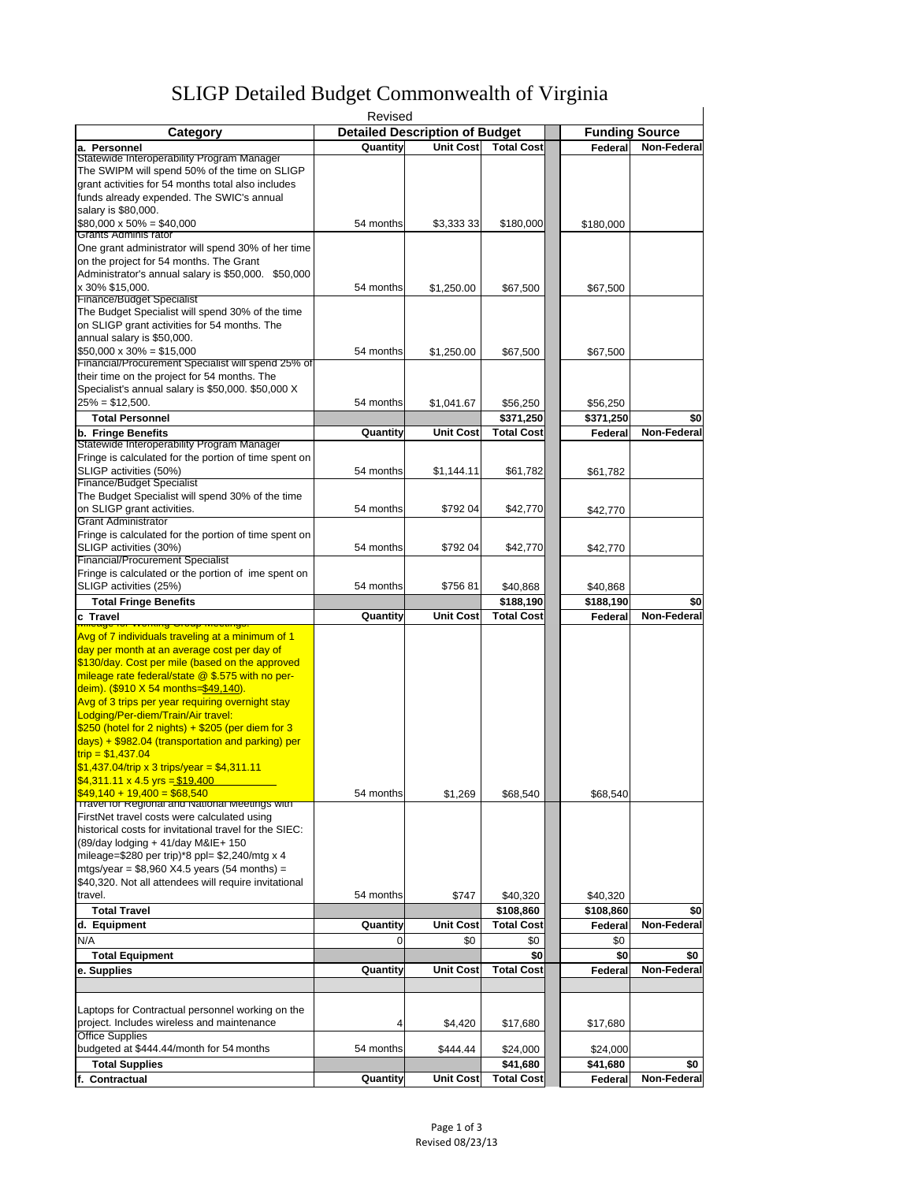# SLIGP Detailed Budget Commonwealth of Virginia

Revised

| Category | Detailed Description of Budget | | | | Funding Source | |
|---|---|---|---|---|---|---|
| **a. Personnel** | **Quantity** | **Unit Cost** | **Total Cost** | | **Federal** | **Non-Federal** |
| Statewide Interoperability Program Manager The SWIPM will spend 50% of the time on SLIGP grant activities for 54 months total also includes funds already expended. The SWIC's annual salary is $80,000. $80,000 x 50% = $40,000 | 54 months | $3,333 33 | $180,000 | | $180,000 | |
| Grants Adminis rator One grant administrator will spend 30% of her time on the project for 54 months. The Grant Administrator's annual salary is $50,000. $50,000 x 30% $15,000. | 54 months | $1,250.00 | $67,500 | | $67,500 | |
| Finance/Budget Specialist The Budget Specialist will spend 30% of the time on SLIGP grant activities for 54 months. The annual salary is $50,000. $50,000 x 30% = $15,000 | 54 months | $1,250.00 | $67,500 | | $67,500 | |
| Financial/Procurement Specialist will spend 25% of their time on the project for 54 months. The Specialist's annual salary is $50,000. $50,000 X 25% = $12,500. | 54 months | $1,041.67 | $56,250 | | $56,250 | |
| **Total Personnel** | | | **$371,250** | | **$371,250** | **$0** |
| **b. Fringe Benefits** | **Quantity** | **Unit Cost** | **Total Cost** | | **Federal** | **Non-Federal** |
| Statewide Interoperability Program Manager Fringe is calculated for the portion of time spent on SLIGP activities (50%) | 54 months | $1,144.11 | $61,782 | | $61,782 | |
| Finance/Budget Specialist The Budget Specialist will spend 30% of the time on SLIGP grant activities. | 54 months | $792 04 | $42,770 | | $42,770 | |
| Grant Administrator Fringe is calculated for the portion of time spent on SLIGP activities (30%) | 54 months | $792 04 | $42,770 | | $42,770 | |
| Financial/Procurement Specialist Fringe is calculated or the portion of ime spent on SLIGP activities (25%) | 54 months | $756 81 | $40,868 | | $40,868 | |
| **Total Fringe Benefits** | | | **$188,190** | | **$188,190** | **$0** |
| **c Travel** | **Quantity** | **Unit Cost** | **Total Cost** | | **Federal** | **Non-Federal** |
| Mileage for Working Group Meetings: Avg of 7 individuals traveling at a minimum of 1 day per month at an average cost per day of $130/day. Cost per mile (based on the approved mileage rate federal/state @ $.575 with no per-deim). ($910 X 54 months=$49,140). Avg of 3 trips per year requiring overnight stay Lodging/Per-diem/Train/Air travel: $250 (hotel for 2 nights) + $205 (per diem for 3 days) + $982.04 (transportation and parking) per trip = $1,437.04 $1,437.04/trip x 3 trips/year = $4,311.11 $4,311.11 x 4.5 yrs = $19,400 $49,140 + 19,400 = $68,540 | 54 months | $1,269 | $68,540 | | $68,540 | |
| Travel for Regional and National Meetings with FirstNet travel costs were calculated using historical costs for invitational travel for the SIEC: (89/day lodging + 41/day M&IE+ 150 mileage=$280 per trip)*8 ppl= $2,240/mtg x 4 mtgs/year = $8,960 X4.5 years (54 months) = $40,320. Not all attendees will require invitational travel. | 54 months | $747 | $40,320 | | $40,320 | |
| **Total Travel** | | | **$108,860** | | **$108,860** | **$0** |
| **d. Equipment** | **Quantity** | **Unit Cost** | **Total Cost** | | **Federal** | **Non-Federal** |
| N/A | 0 | $0 | $0 | | $0 | |
| **Total Equipment** | | | **$0** | | **$0** | **$0** |
| **e. Supplies** | **Quantity** | **Unit Cost** | **Total Cost** | | **Federal** | **Non-Federal** |
| | | | | | | |
| Laptops for Contractual personnel working on the project. Includes wireless and maintenance | 4 | $4,420 | $17,680 | | $17,680 | |
| Office Supplies budgeted at $444.44/month for 54 months | 54 months | $444.44 | $24,000 | | $24,000 | |
| **Total Supplies** | | | **$41,680** | | **$41,680** | **$0** |
| **f. Contractual** | **Quantity** | **Unit Cost** | **Total Cost** | | **Federal** | **Non-Federal** |

Revised 08/23/13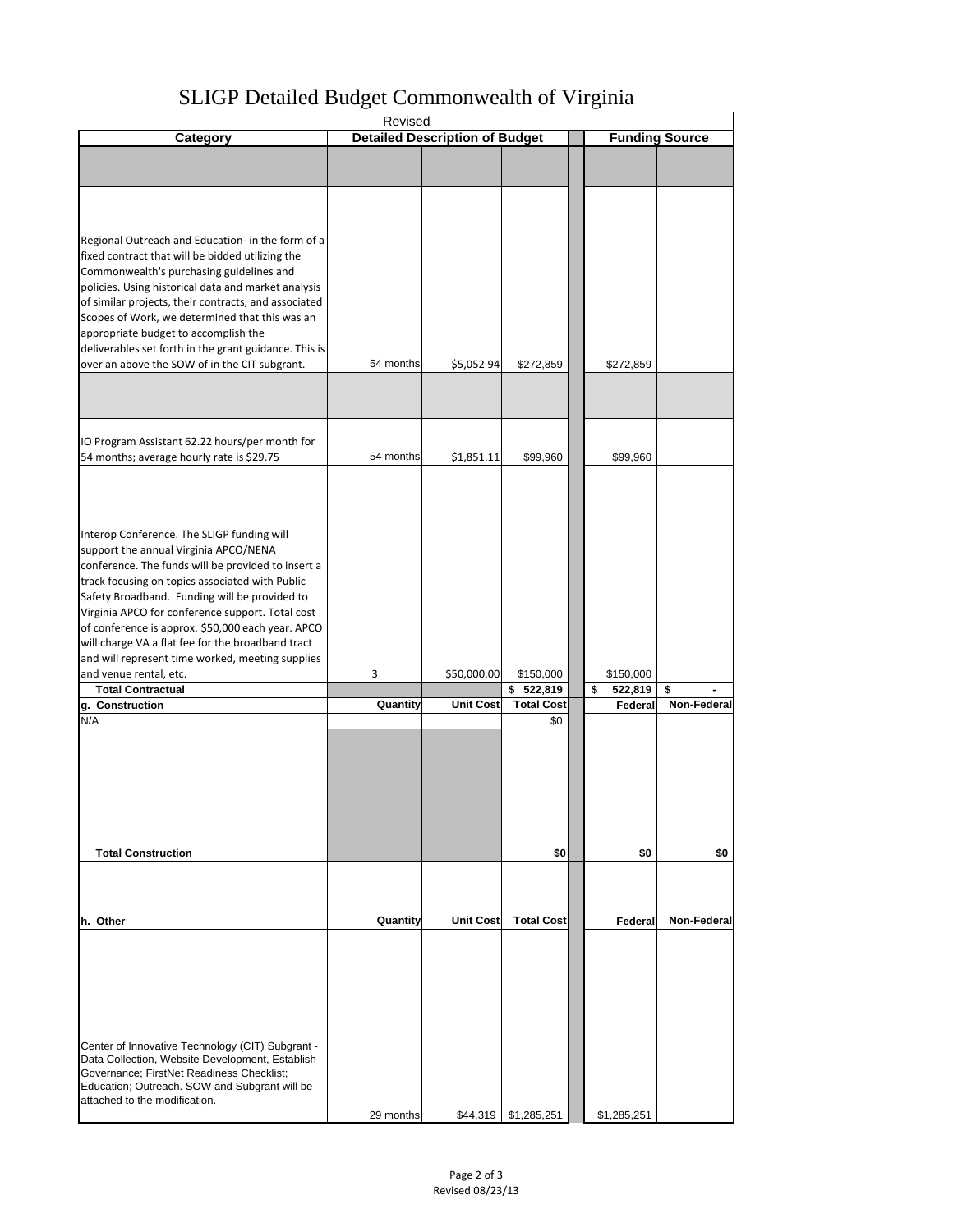# SLIGP Detailed Budget Commonwealth of Virginia

Revised

| Category | Detailed Description of Budget | | | | Funding Source | |
|---|---|---|---|---|---|---|
| | | | | | | |
| Regional Outreach and Education- in the form of a fixed contract that will be bidded utilizing the Commonwealth's purchasing guidelines and policies. Using historical data and market analysis of similar projects, their contracts, and associated Scopes of Work, we determined that this was an appropriate budget to accomplish the deliverables set forth in the grant guidance. This is over an above the SOW of in the CIT subgrant. | 54 months | $5,052 94 | $272,859 | | $272,859 | |
| | | | | | | |
| IO Program Assistant 62.22 hours/per month for 54 months; average hourly rate is $29.75 | 54 months | $1,851.11 | $99,960 | | $99,960 | |
| Interop Conference. The SLIGP funding will support the annual Virginia APCO/NENA conference. The funds will be provided to insert a track focusing on topics associated with Public Safety Broadband. Funding will be provided to Virginia APCO for conference support. Total cost of conference is approx. $50,000 each year. APCO will charge VA a flat fee for the broadband tract and will represent time worked, meeting supplies and venue rental, etc. | 3 | $50,000.00 | $150,000 | | $150,000 | |
| **Total Contractual** | | | **$ 522,819** | | **$ 522,819** | **$ -** |
| **g. Construction** | **Quantity** | **Unit Cost** | **Total Cost** | | **Federal** | **Non-Federal** |
| N/A | | | $0 | | | |
| | | | | | | |
| **Total Construction** | | | **$0** | | **$0** | **$0** |
| | | | | | | |
| **h. Other** | **Quantity** | **Unit Cost** | **Total Cost** | | **Federal** | **Non-Federal** |
| Center of Innovative Technology (CIT) Subgrant - Data Collection, Website Development, Establish Governance; FirstNet Readiness Checklist; Education; Outreach. SOW and Subgrant will be attached to the modification. | 29 months | $44,319 | $1,285,251 | | $1,285,251 | |

Revised 08/23/13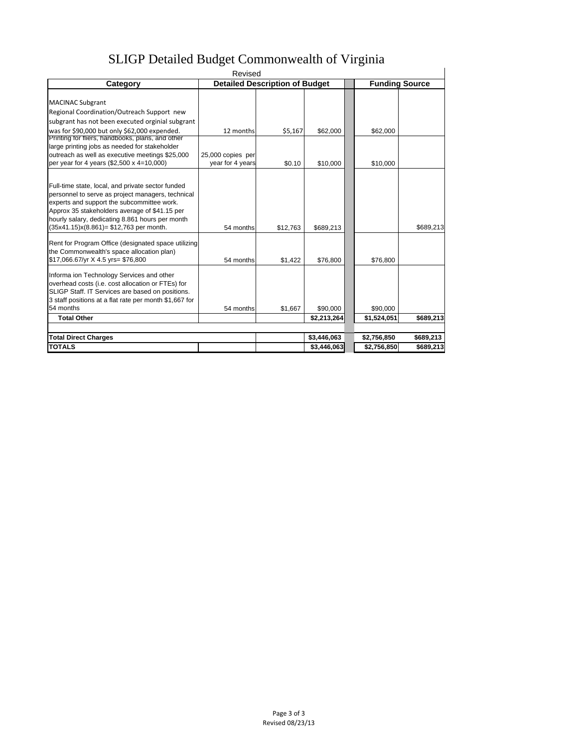# SLIGP Detailed Budget Commonwealth of Virginia

Revised

| Category | Detailed Description of Budget | | | Funding Source | |
|---|---|---|---|---|---|
| MACINAC Subgrant Regional Coordination/Outreach Support new subgrant has not been executed orginial subgrant was for $90,000 but only $62,000 expended. | 12 months | $5,167 | $62,000 | $62,000 | |
| Printing for fliers, handbooks, plans, and other large printing jobs as needed for stakeholder outreach as well as executive meetings $25,000 per year for 4 years ($2,500 x 4=10,000) | 25,000 copies per year for 4 years | $0.10 | $10,000 | $10,000 | |
| Full-time state, local, and private sector funded personnel to serve as project managers, technical experts and support the subcommittee work. Approx 35 stakeholders average of $41.15 per hourly salary, dedicating 8.861 hours per month (35x41.15)x(8.861)= $12,763 per month. | 54 months | $12,763 | $689,213 | | $689,213 |
| Rent for Program Office (designated space utilizing the Commonwealth's space allocation plan) $17,066.67/yr X 4.5 yrs= $76,800 | 54 months | $1,422 | $76,800 | $76,800 | |
| Informa ion Technology Services and other overhead costs (i.e. cost allocation or FTEs) for SLIGP Staff. IT Services are based on positions. 3 staff positions at a flat rate per month $1,667 for 54 months | 54 months | $1,667 | $90,000 | $90,000 | |
| **Total Other** | | | **$2,213,264** | **$1,524,051** | **$689,213** |
| | | | | | |
| **Total Direct Charges** | | | **$3,446,063** | **$2,756,850** | **$689,213** |
| **TOTALS** | | | **$3,446,063** | **$2,756,850** | **$689,213** |

Revised 08/23/13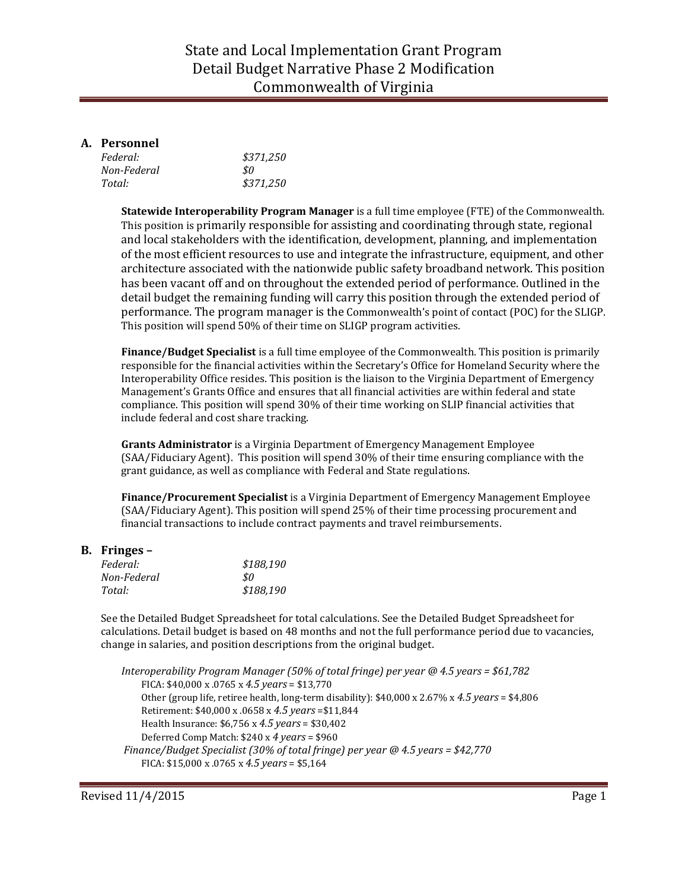# State and Local Implementation Grant Program
# Detail Budget Narrative Phase 2 Modification
# Commonwealth of Virginia

## A. Personnel

*Federal:* *$371,250*
*Non-Federal* *$0*
*Total:* *$371,250*

**Statewide Interoperability Program Manager** is a full time employee (FTE) of the Commonwealth. This position is primarily responsible for assisting and coordinating through state, regional and local stakeholders with the identification, development, planning, and implementation of the most efficient resources to use and integrate the infrastructure, equipment, and other architecture associated with the nationwide public safety broadband network. This position has been vacant off and on throughout the extended period of performance. Outlined in the detail budget the remaining funding will carry this position through the extended period of performance. The program manager is the Commonwealth's point of contact (POC) for the SLIGP. This position will spend 50% of their time on SLIGP program activities.

**Finance/Budget Specialist** is a full time employee of the Commonwealth. This position is primarily responsible for the financial activities within the Secretary's Office for Homeland Security where the Interoperability Office resides. This position is the liaison to the Virginia Department of Emergency Management's Grants Office and ensures that all financial activities are within federal and state compliance. This position will spend 30% of their time working on SLIP financial activities that include federal and cost share tracking.

**Grants Administrator** is a Virginia Department of Emergency Management Employee (SAA/Fiduciary Agent). This position will spend 30% of their time ensuring compliance with the grant guidance, as well as compliance with Federal and State regulations.

**Finance/Procurement Specialist** is a Virginia Department of Emergency Management Employee (SAA/Fiduciary Agent). This position will spend 25% of their time processing procurement and financial transactions to include contract payments and travel reimbursements.

## B. Fringes –

*Federal:* *$188,190*
*Non-Federal* *$0*
*Total:* *$188,190*

See the Detailed Budget Spreadsheet for total calculations. See the Detailed Budget Spreadsheet for calculations. Detail budget is based on 48 months and not the full performance period due to vacancies, change in salaries, and position descriptions from the original budget.

*Interoperability Program Manager (50% of total fringe) per year @ 4.5 years = $61,782*
- FICA: $40,000 x .0765 x *4.5 years* = $13,770
- Other (group life, retiree health, long-term disability): $40,000 x 2.67% x *4.5 years* = $4,806
- Retirement: $40,000 x .0658 x *4.5 years* =$11,844
- Health Insurance: $6,756 x *4.5 years* = $30,402
- Deferred Comp Match: $240 x *4 years* = $960

*Finance/Budget Specialist (30% of total fringe) per year @ 4.5 years = $42,770*
- FICA: $15,000 x .0765 x *4.5 years* = $5,164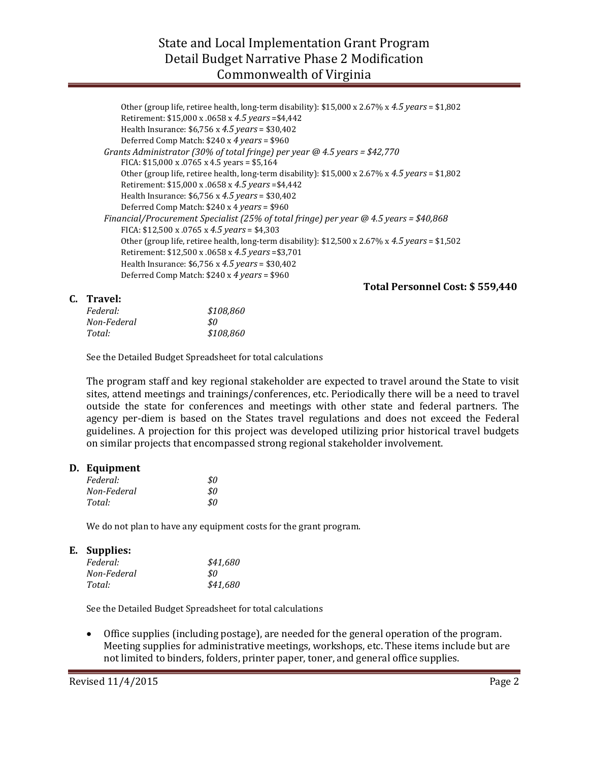Other (group life, retiree health, long-term disability): $15,000 x 2.67% x *4.5 years* = $1,802
Retirement: $15,000 x .0658 x *4.5 years* =$4,442
Health Insurance: $6,756 x *4.5 years* = $30,402
Deferred Comp Match: $240 x *4 years* = $960

*Grants Administrator (30% of total fringe) per year @ 4.5 years = $42,770*

FICA: $15,000 x .0765 x 4.5 years = $5,164
Other (group life, retiree health, long-term disability): $15,000 x 2.67% x *4.5 years* = $1,802
Retirement: $15,000 x .0658 x *4.5 years* =$4,442
Health Insurance: $6,756 x *4.5 years* = $30,402
Deferred Comp Match: $240 x 4 *years* = $960

*Financial/Procurement Specialist (25% of total fringe) per year @ 4.5 years = $40,868*

FICA: $12,500 x .0765 x *4.5 years* = $4,303
Other (group life, retiree health, long-term disability): $12,500 x 2.67% x *4.5 years* = $1,502
Retirement: $12,500 x .0658 x *4.5 years* =$3,701
Health Insurance: $6,756 x *4.5 years* = $30,402
Deferred Comp Match: $240 x *4 years* = $960

**Total Personnel Cost: $ 559,440**

## C. Travel:

*Federal:* *$108,860*
*Non-Federal* *$0*
*Total:* *$108,860*

See the Detailed Budget Spreadsheet for total calculations

The program staff and key regional stakeholder are expected to travel around the State to visit sites, attend meetings and trainings/conferences, etc. Periodically there will be a need to travel outside the state for conferences and meetings with other state and federal partners. The agency per-diem is based on the States travel regulations and does not exceed the Federal guidelines. A projection for this project was developed utilizing prior historical travel budgets on similar projects that encompassed strong regional stakeholder involvement.

## D. Equipment

*Federal:* *$0*
*Non-Federal* *$0*
*Total:* *$0*

We do not plan to have any equipment costs for the grant program.

## E. Supplies:

*Federal:* *$41,680*
*Non-Federal* *$0*
*Total:* *$41,680*

See the Detailed Budget Spreadsheet for total calculations

- Office supplies (including postage), are needed for the general operation of the program. Meeting supplies for administrative meetings, workshops, etc. These items include but are not limited to binders, folders, printer paper, toner, and general office supplies.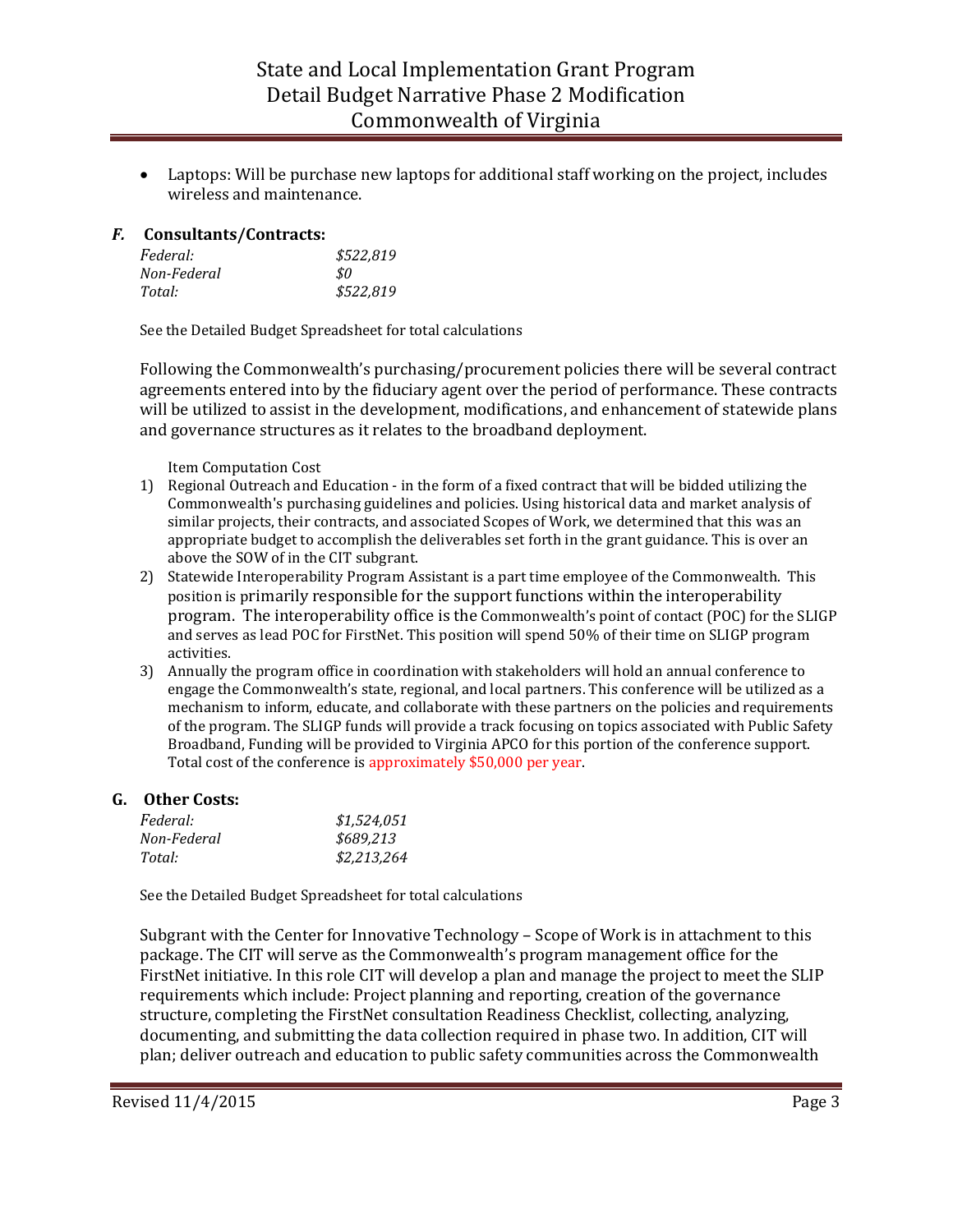- Laptops: Will be purchase new laptops for additional staff working on the project, includes wireless and maintenance.

### *F.* Consultants/Contracts:

*Federal:* *$522,819*
*Non-Federal* *$0*
*Total:* *$522,819*

See the Detailed Budget Spreadsheet for total calculations

Following the Commonwealth's purchasing/procurement policies there will be several contract agreements entered into by the fiduciary agent over the period of performance. These contracts will be utilized to assist in the development, modifications, and enhancement of statewide plans and governance structures as it relates to the broadband deployment.

Item Computation Cost

1) Regional Outreach and Education - in the form of a fixed contract that will be bidded utilizing the Commonwealth's purchasing guidelines and policies. Using historical data and market analysis of similar projects, their contracts, and associated Scopes of Work, we determined that this was an appropriate budget to accomplish the deliverables set forth in the grant guidance. This is over an above the SOW of in the CIT subgrant.
2) Statewide Interoperability Program Assistant is a part time employee of the Commonwealth. This position is primarily responsible for the support functions within the interoperability program. The interoperability office is the Commonwealth's point of contact (POC) for the SLIGP and serves as lead POC for FirstNet. This position will spend 50% of their time on SLIGP program activities.
3) Annually the program office in coordination with stakeholders will hold an annual conference to engage the Commonwealth's state, regional, and local partners. This conference will be utilized as a mechanism to inform, educate, and collaborate with these partners on the policies and requirements of the program. The SLIGP funds will provide a track focusing on topics associated with Public Safety Broadband, Funding will be provided to Virginia APCO for this portion of the conference support. Total cost of the conference is approximately $50,000 per year.

### G. Other Costs:

*Federal:* *$1,524,051*
*Non-Federal* *$689,213*
*Total:* *$2,213,264*

See the Detailed Budget Spreadsheet for total calculations

Subgrant with the Center for Innovative Technology – Scope of Work is in attachment to this package. The CIT will serve as the Commonwealth's program management office for the FirstNet initiative. In this role CIT will develop a plan and manage the project to meet the SLIP requirements which include: Project planning and reporting, creation of the governance structure, completing the FirstNet consultation Readiness Checklist, collecting, analyzing, documenting, and submitting the data collection required in phase two. In addition, CIT will plan; deliver outreach and education to public safety communities across the Commonwealth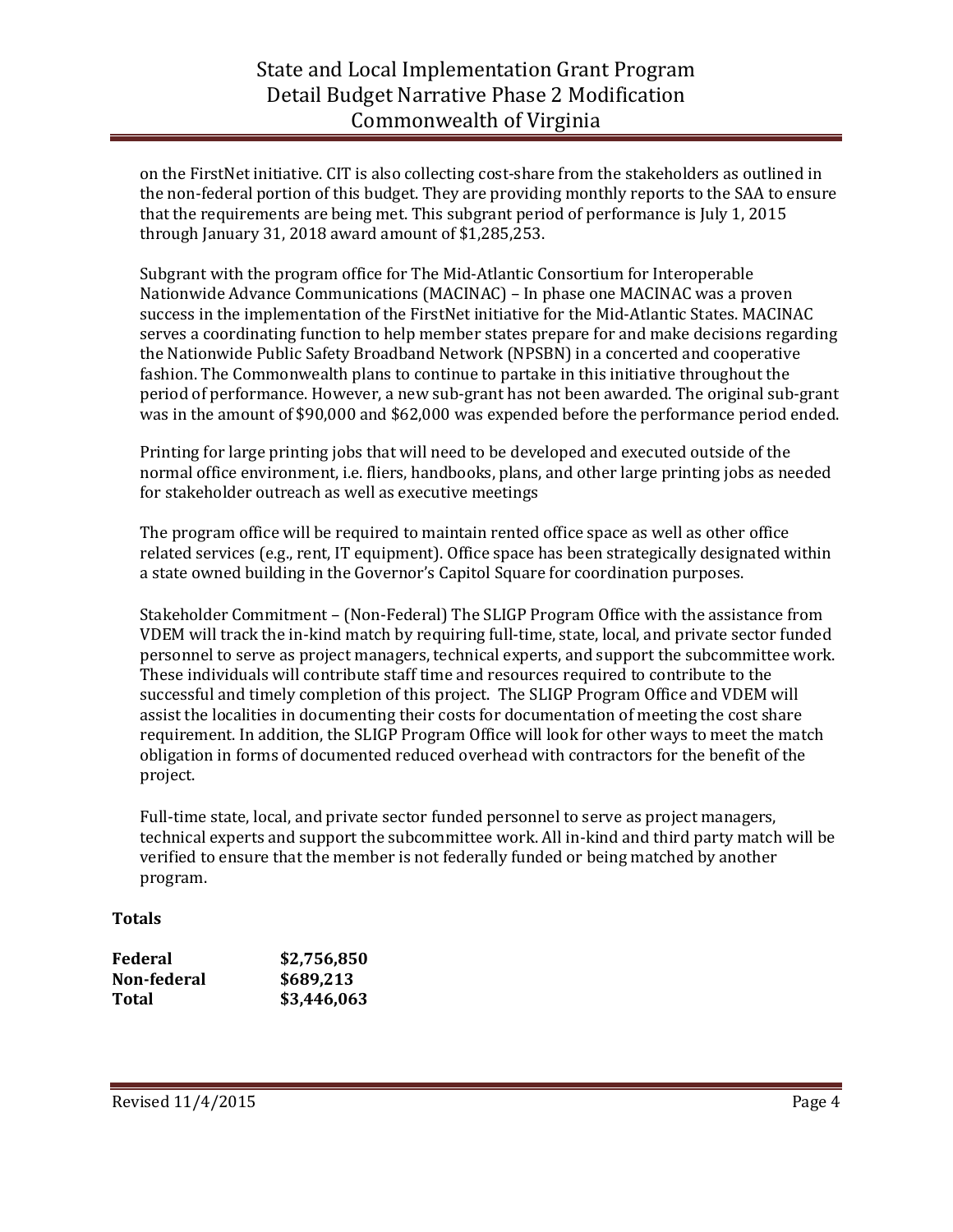on the FirstNet initiative. CIT is also collecting cost-share from the stakeholders as outlined in the non-federal portion of this budget. They are providing monthly reports to the SAA to ensure that the requirements are being met. This subgrant period of performance is July 1, 2015 through January 31, 2018 award amount of $1,285,253.

Subgrant with the program office for The Mid-Atlantic Consortium for Interoperable Nationwide Advance Communications (MACINAC) – In phase one MACINAC was a proven success in the implementation of the FirstNet initiative for the Mid-Atlantic States. MACINAC serves a coordinating function to help member states prepare for and make decisions regarding the Nationwide Public Safety Broadband Network (NPSBN) in a concerted and cooperative fashion. The Commonwealth plans to continue to partake in this initiative throughout the period of performance. However, a new sub-grant has not been awarded. The original sub-grant was in the amount of $90,000 and $62,000 was expended before the performance period ended.

Printing for large printing jobs that will need to be developed and executed outside of the normal office environment, i.e. fliers, handbooks, plans, and other large printing jobs as needed for stakeholder outreach as well as executive meetings

The program office will be required to maintain rented office space as well as other office related services (e.g., rent, IT equipment). Office space has been strategically designated within a state owned building in the Governor's Capitol Square for coordination purposes.

Stakeholder Commitment – (Non-Federal) The SLIGP Program Office with the assistance from VDEM will track the in-kind match by requiring full-time, state, local, and private sector funded personnel to serve as project managers, technical experts, and support the subcommittee work. These individuals will contribute staff time and resources required to contribute to the successful and timely completion of this project. The SLIGP Program Office and VDEM will assist the localities in documenting their costs for documentation of meeting the cost share requirement. In addition, the SLIGP Program Office will look for other ways to meet the match obligation in forms of documented reduced overhead with contractors for the benefit of the project.

Full-time state, local, and private sector funded personnel to serve as project managers, technical experts and support the subcommittee work. All in-kind and third party match will be verified to ensure that the member is not federally funded or being matched by another program.

**Totals**

| | |
|---|---|
| **Federal** | **$2,756,850** |
| **Non-federal** | **$689,213** |
| **Total** | **$3,446,063** |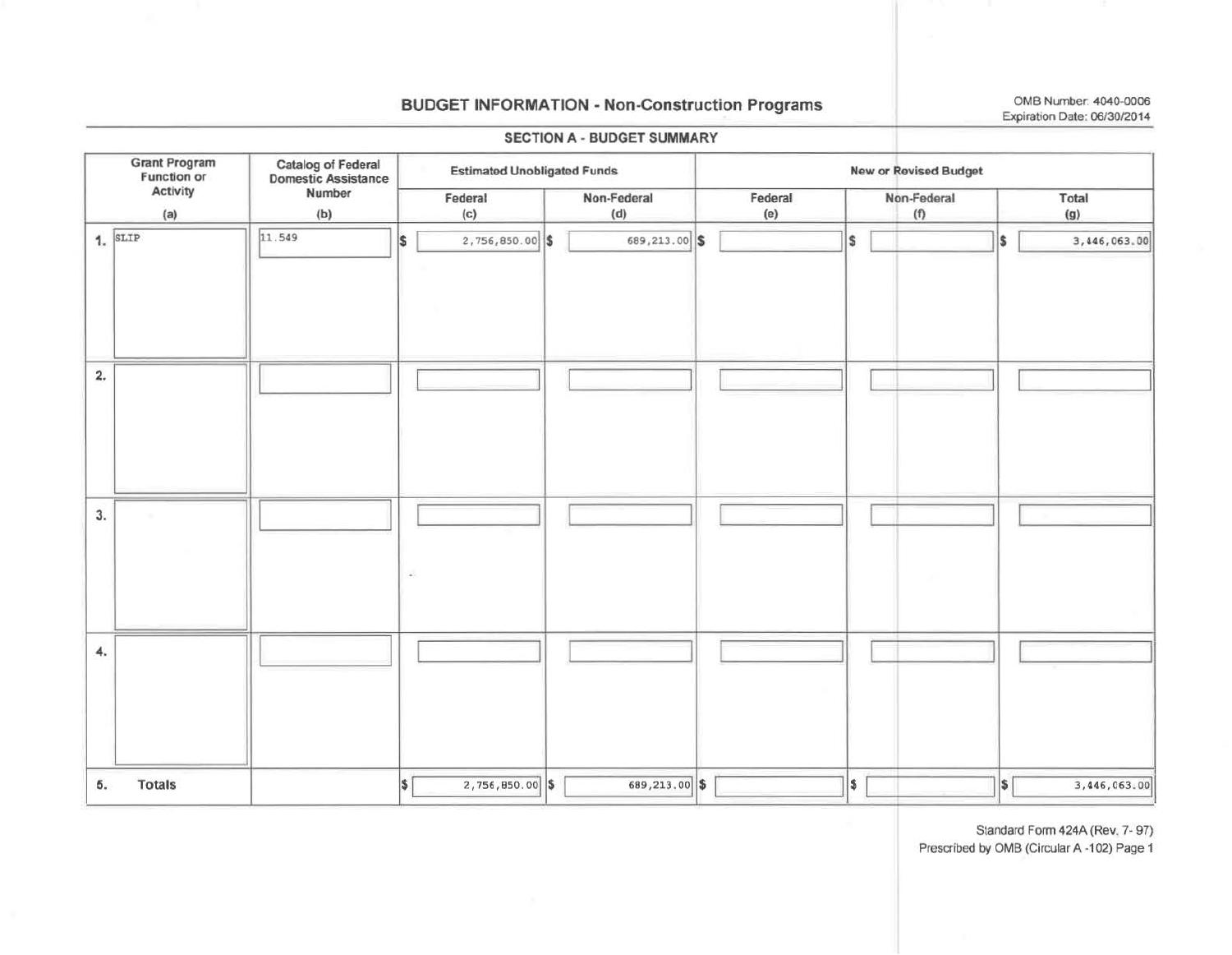# BUDGET INFORMATION - Non-Construction Programs

OMB Number: 4040-0006
Expiration Date: 06/30/2014

## SECTION A - BUDGET SUMMARY

| Grant Program Function or Activity (a) | Catalog of Federal Domestic Assistance Number (b) | Estimated Unobligated Funds | | New or Revised Budget | | |
|---|---|---|---|---|---|---|
| | | Federal (c) | Non-Federal (d) | Federal (e) | Non-Federal (f) | Total (g) |
| 1. SLIP | 11.549 | $ 2,756,850.00 | $ 689,213.00 | $ | $ | $ 3,446,063.00 |
| 2. | | | | | | |
| 3. | | | | | | |
| 4. | | | | | | |
| 5. Totals | | $ 2,756,850.00 | $ 689,213.00 | $ | $ | $ 3,446,063.00 |

Standard Form 424A (Rev. 7- 97)
Prescribed by OMB (Circular A -102) Page 1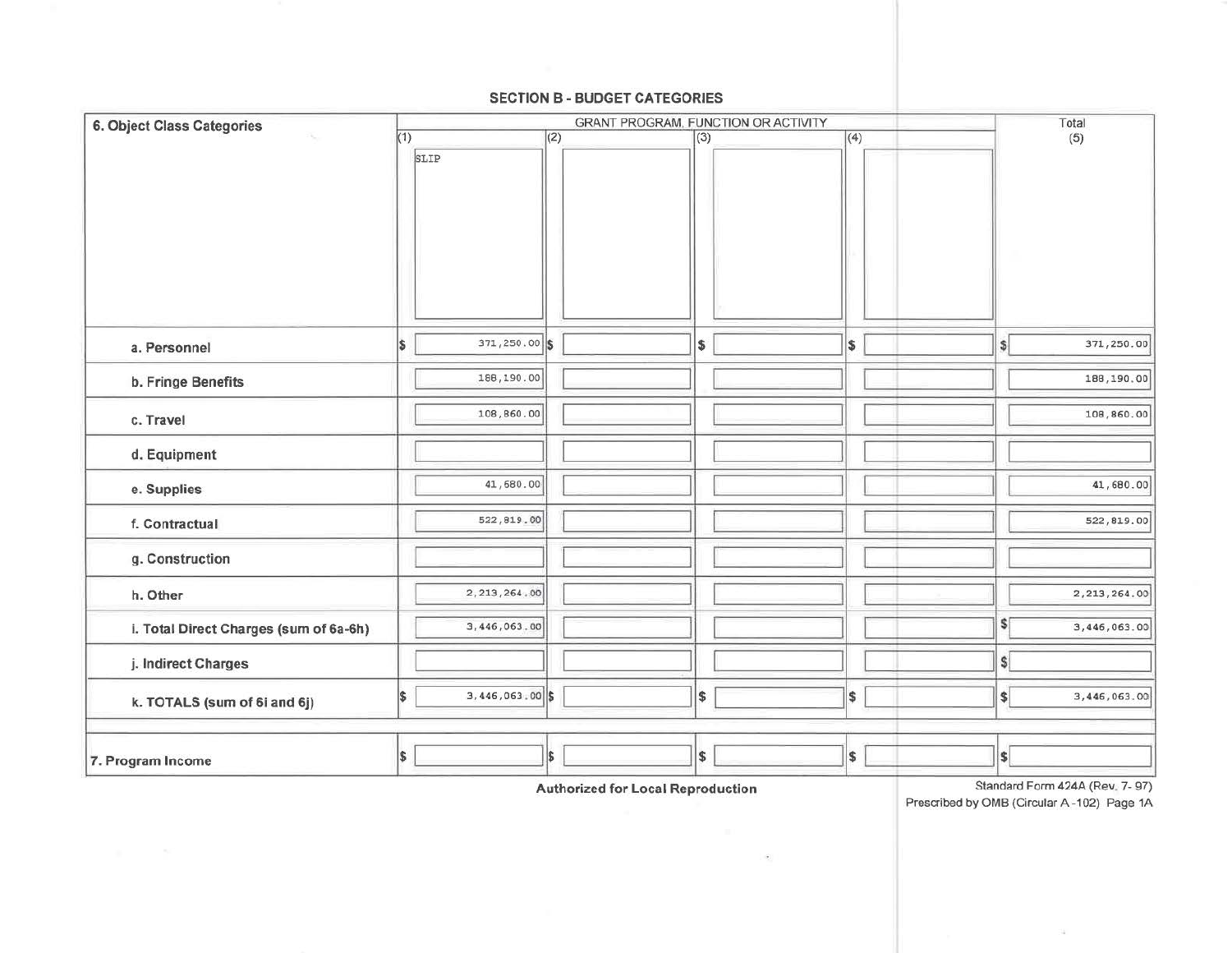## SECTION B - BUDGET CATEGORIES

| 6. Object Class Categories | GRANT PROGRAM, FUNCTION OR ACTIVITY | | | | Total |
|---|---|---|---|---|---|
| | (1) SLIP | (2) | (3) | (4) | (5) |
| a. Personnel | $ 371,250.00 | $ | $ | $ | $ 371,250.00 |
| b. Fringe Benefits | 188,190.00 | | | | 188,190.00 |
| c. Travel | 108,860.00 | | | | 108,860.00 |
| d. Equipment | | | | | |
| e. Supplies | 41,680.00 | | | | 41,680.00 |
| f. Contractual | 522,819.00 | | | | 522,819.00 |
| g. Construction | | | | | |
| h. Other | 2,213,264.00 | | | | 2,213,264.00 |
| i. Total Direct Charges (sum of 6a-6h) | 3,446,063.00 | | | | $ 3,446,063.00 |
| j. Indirect Charges | | | | | $ |
| k. TOTALS (sum of 6i and 6j) | $ 3,446,063.00 | $ | $ | $ | $ 3,446,063.00 |
| 7. Program Income | $ | $ | $ | $ | $ |

**Authorized for Local Reproduction**

Standard Form 424A (Rev. 7- 97)
Prescribed by OMB (Circular A -102) Page 1A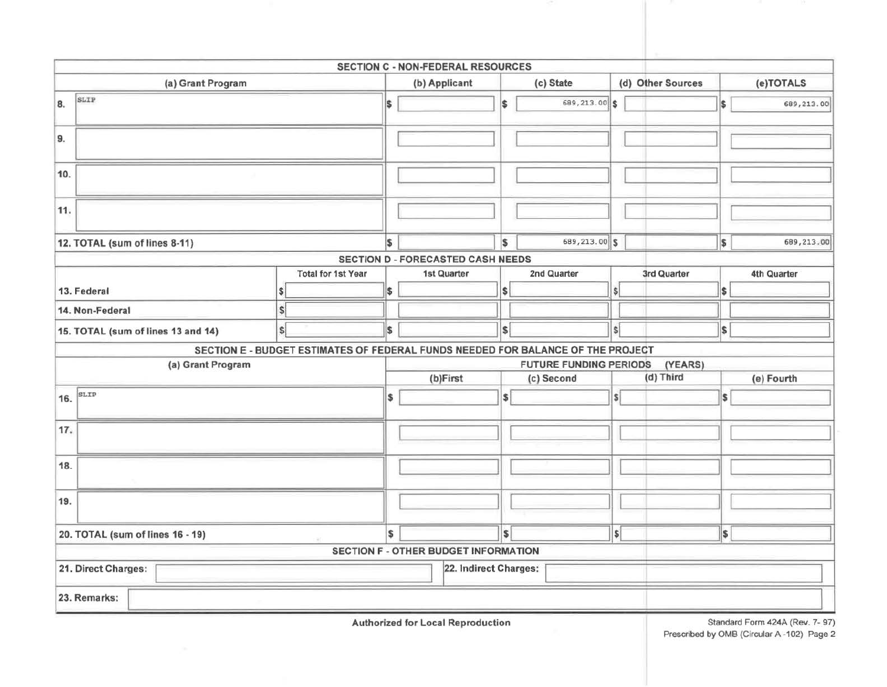## SECTION C - NON-FEDERAL RESOURCES

| (a) Grant Program | (b) Applicant | (c) State | (d) Other Sources | (e) TOTALS |
|---|---|---|---|---|
| 8. SLIP | $ | $ 689,213.00 | $ | $ 689,213.00 |
| 9. | | | | |
| 10. | | | | |
| 11. | | | | |
| 12. TOTAL (sum of lines 8-11) | $ | $ 689,213.00 | $ | $ 689,213.00 |

## SECTION D - FORECASTED CASH NEEDS

| | Total for 1st Year | 1st Quarter | 2nd Quarter | 3rd Quarter | 4th Quarter |
|---|---|---|---|---|---|
| 13. Federal | $ | $ | $ | $ | $ |
| 14. Non-Federal | $ | | | | |
| 15. TOTAL (sum of lines 13 and 14) | $ | $ | $ | $ | $ |

## SECTION E - BUDGET ESTIMATES OF FEDERAL FUNDS NEEDED FOR BALANCE OF THE PROJECT

| (a) Grant Program | FUTURE FUNDING PERIODS (YEARS) | | | |
|---|---|---|---|---|
| | (b) First | (c) Second | (d) Third | (e) Fourth |
| 16. SLIP | $ | $ | $ | $ |
| 17. | | | | |
| 18. | | | | |
| 19. | | | | |
| 20. TOTAL (sum of lines 16 - 19) | $ | $ | $ | $ |

## SECTION F - OTHER BUDGET INFORMATION

21. Direct Charges:

22. Indirect Charges:

23. Remarks:

Authorized for Local Reproduction

Standard Form 424A (Rev. 7- 97)
Prescribed by OMB (Circular A -102) Page 2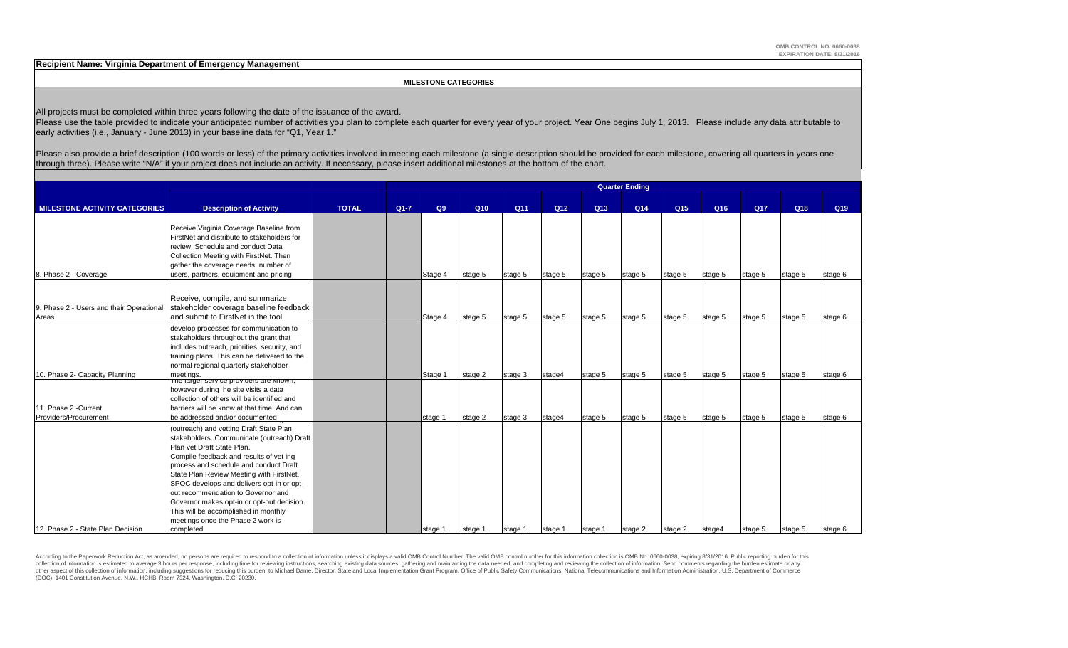OMB CONTROL NO. 0660-0038
EXPIRATION DATE: 8/31/2016

**Recipient Name: Virginia Department of Emergency Management**

**MILESTONE CATEGORIES**

All projects must be completed within three years following the date of the issuance of the award.
Please use the table provided to indicate your anticipated number of activities you plan to complete each quarter for every year of your project. Year One begins July 1, 2013. Please include any data attributable to early activities (i.e., January - June 2013) in your baseline data for "Q1, Year 1."

Please also provide a brief description (100 words or less) of the primary activities involved in meeting each milestone (a single description should be provided for each milestone, covering all quarters in years one through three). Please write "N/A" if your project does not include an activity. If necessary, please insert additional milestones at the bottom of the chart.

| | | | Quarter Ending | | | | | | | | | | | | |
|---|---|---|---|---|---|---|---|---|---|---|---|---|---|---|---|
| **MILESTONE ACTIVITY CATEGORIES** | **Description of Activity** | **TOTAL** | **Q1-7** | **Q9** | **Q10** | **Q11** | **Q12** | **Q13** | **Q14** | **Q15** | **Q16** | **Q17** | **Q18** | **Q19** |
| 8. Phase 2 - Coverage | Receive Virginia Coverage Baseline from FirstNet and distribute to stakeholders for review. Schedule and conduct Data Collection Meeting with FirstNet. Then gather the coverage needs, number of users, partners, equipment and pricing | | | Stage 4 | stage 5 | stage 5 | stage 5 | stage 5 | stage 5 | stage 5 | stage 5 | stage 5 | stage 5 | stage 6 |
| 9. Phase 2 - Users and their Operational Areas | Receive, compile, and summarize stakeholder coverage baseline feedback and submit to FirstNet in the tool. | | | Stage 4 | stage 5 | stage 5 | stage 5 | stage 5 | stage 5 | stage 5 | stage 5 | stage 5 | stage 5 | stage 6 |
| 10. Phase 2- Capacity Planning | develop processes for communication to stakeholders throughout the grant that includes outreach, priorities, security, and training plans. This can be delivered to the normal regional quarterly stakeholder meetings. | | | Stage 1 | stage 2 | stage 3 | stage4 | stage 5 | stage 5 | stage 5 | stage 5 | stage 5 | stage 5 | stage 6 |
| 11. Phase 2 -Current Providers/Procurement | The larger service providers are known, however during he site visits a data collection of others will be identified and barriers will be know at that time. And can be addressed and/or documented | | | stage 1 | stage 2 | stage 3 | stage4 | stage 5 | stage 5 | stage 5 | stage 5 | stage 5 | stage 5 | stage 6 |
| 12. Phase 2 - State Plan Decision | (outreach) and vetting Draft State Plan stakeholders. Communicate (outreach) Draft Plan vet Draft State Plan. Compile feedback and results of vet ing process and schedule and conduct Draft State Plan Review Meeting with FirstNet. SPOC develops and delivers opt-in or opt-out recommendation to Governor and Governor makes opt-in or opt-out decision. This will be accomplished in monthly meetings once the Phase 2 work is completed. | | | stage 1 | stage 1 | stage 1 | stage 1 | stage 1 | stage 2 | stage 2 | stage4 | stage 5 | stage 5 | stage 6 |

According to the Paperwork Reduction Act, as amended, no persons are required to respond to a collection of information unless it displays a valid OMB Control Number. The valid OMB control number for this information collection is OMB No. 0660-0038, expiring 8/31/2016. Public reporting burden for this collection of information is estimated to average 3 hours per response, including time for reviewing instructions, searching existing data sources, gathering and maintaining the data needed, and completing and reviewing the collection of information. Send comments regarding the burden estimate or any other aspect of this collection of information, including suggestions for reducing this burden, to Michael Dame, Director, State and Local Implementation Grant Program, Office of Public Safety Communications, National Telecommunications and Information Administration, U.S. Department of Commerce (DOC), 1401 Constitution Avenue, N.W., HCHB, Room 7324, Washington, D.C. 20230.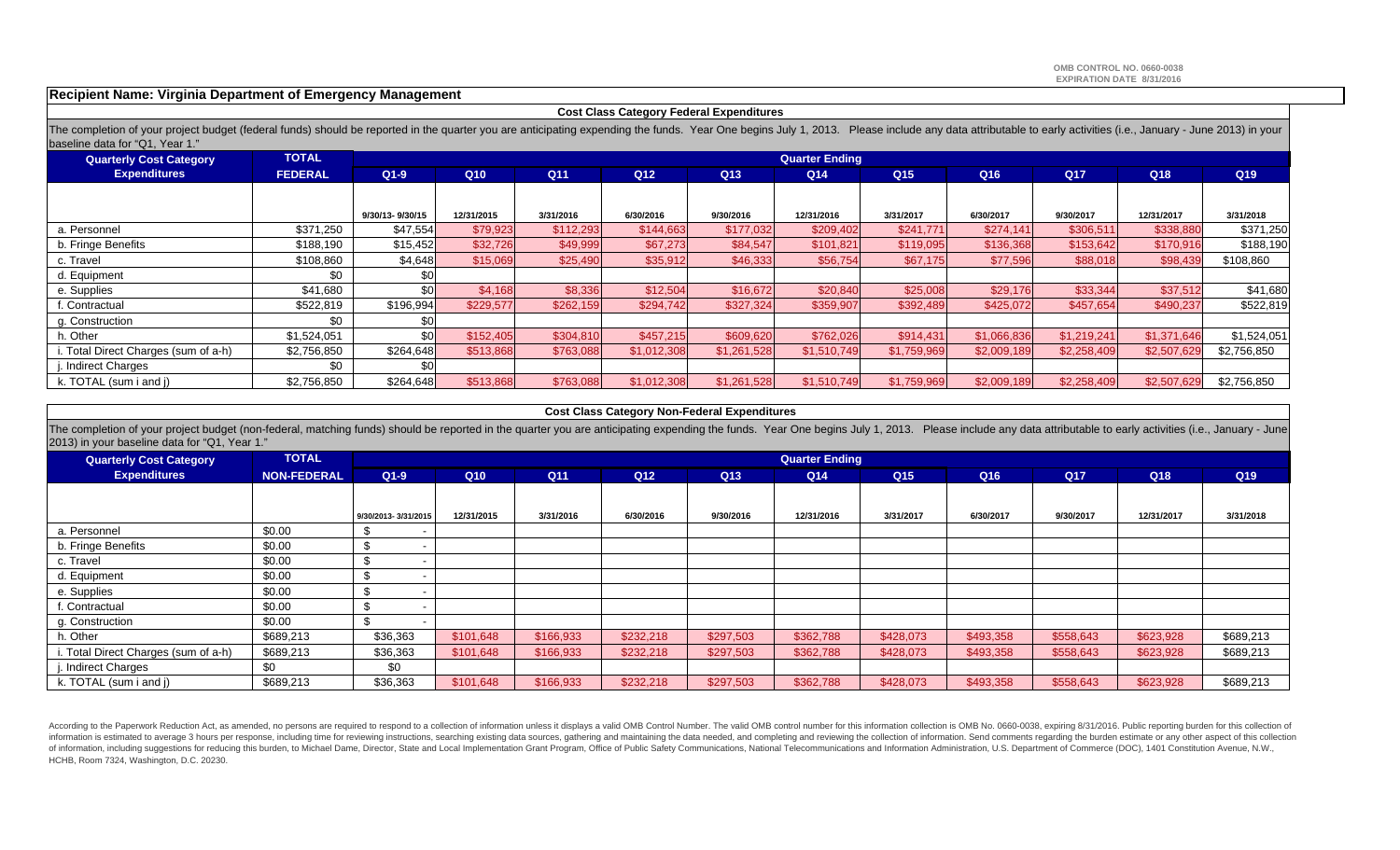OMB CONTROL NO. 0660-0038
EXPIRATION DATE 8/31/2016

**Recipient Name: Virginia Department of Emergency Management**

**Cost Class Category Federal Expenditures**

The completion of your project budget (federal funds) should be reported in the quarter you are anticipating expending the funds. Year One begins July 1, 2013. Please include any data attributable to early activities (i.e., January - June 2013) in your baseline data for "Q1, Year 1."

| Quarterly Cost Category Expenditures | TOTAL FEDERAL | Quarter Ending | | | | | | | | | | |
|---|---|---|---|---|---|---|---|---|---|---|---|---|
| | | Q1-9 | Q10 | Q11 | Q12 | Q13 | Q14 | Q15 | Q16 | Q17 | Q18 | Q19 |
| | | 9/30/13- 9/30/15 | 12/31/2015 | 3/31/2016 | 6/30/2016 | 9/30/2016 | 12/31/2016 | 3/31/2017 | 6/30/2017 | 9/30/2017 | 12/31/2017 | 3/31/2018 |
| a. Personnel | $371,250 | $47,554 | $79,923 | $112,293 | $144,663 | $177,032 | $209,402 | $241,771 | $274,141 | $306,511 | $338,880 | $371,250 |
| b. Fringe Benefits | $188,190 | $15,452 | $32,726 | $49,999 | $67,273 | $84,547 | $101,821 | $119,095 | $136,368 | $153,642 | $170,916 | $188,190 |
| c. Travel | $108,860 | $4,648 | $15,069 | $25,490 | $35,912 | $46,333 | $56,754 | $67,175 | $77,596 | $88,018 | $98,439 | $108,860 |
| d. Equipment | $0 | $0 | | | | | | | | | | |
| e. Supplies | $41,680 | $0 | $4,168 | $8,336 | $12,504 | $16,672 | $20,840 | $25,008 | $29,176 | $33,344 | $37,512 | $41,680 |
| f. Contractual | $522,819 | $196,994 | $229,577 | $262,159 | $294,742 | $327,324 | $359,907 | $392,489 | $425,072 | $457,654 | $490,237 | $522,819 |
| g. Construction | $0 | $0 | | | | | | | | | | |
| h. Other | $1,524,051 | $0 | $152,405 | $304,810 | $457,215 | $609,620 | $762,026 | $914,431 | $1,066,836 | $1,219,241 | $1,371,646 | $1,524,051 |
| i. Total Direct Charges (sum of a-h) | $2,756,850 | $264,648 | $513,868 | $763,088 | $1,012,308 | $1,261,528 | $1,510,749 | $1,759,969 | $2,009,189 | $2,258,409 | $2,507,629 | $2,756,850 |
| j. Indirect Charges | $0 | $0 | | | | | | | | | | |
| k. TOTAL (sum i and j) | $2,756,850 | $264,648 | $513,868 | $763,088 | $1,012,308 | $1,261,528 | $1,510,749 | $1,759,969 | $2,009,189 | $2,258,409 | $2,507,629 | $2,756,850 |

**Cost Class Category Non-Federal Expenditures**

The completion of your project budget (non-federal, matching funds) should be reported in the quarter you are anticipating expending the funds. Year One begins July 1, 2013. Please include any data attributable to early activities (i.e., January - June 2013) in your baseline data for "Q1, Year 1."

| Quarterly Cost Category Expenditures | TOTAL NON-FEDERAL | Quarter Ending | | | | | | | | | | |
|---|---|---|---|---|---|---|---|---|---|---|---|---|
| | | Q1-9 | Q10 | Q11 | Q12 | Q13 | Q14 | Q15 | Q16 | Q17 | Q18 | Q19 |
| | | 9/30/2013- 3/31/2015 | 12/31/2015 | 3/31/2016 | 6/30/2016 | 9/30/2016 | 12/31/2016 | 3/31/2017 | 6/30/2017 | 9/30/2017 | 12/31/2017 | 3/31/2018 |
| a. Personnel | $0.00 | $ - | | | | | | | | | | |
| b. Fringe Benefits | $0.00 | $ - | | | | | | | | | | |
| c. Travel | $0.00 | $ - | | | | | | | | | | |
| d. Equipment | $0.00 | $ - | | | | | | | | | | |
| e. Supplies | $0.00 | $ - | | | | | | | | | | |
| f. Contractual | $0.00 | $ - | | | | | | | | | | |
| g. Construction | $0.00 | $ - | | | | | | | | | | |
| h. Other | $689,213 | $36,363 | $101,648 | $166,933 | $232,218 | $297,503 | $362,788 | $428,073 | $493,358 | $558,643 | $623,928 | $689,213 |
| i. Total Direct Charges (sum of a-h) | $689,213 | $36,363 | $101,648 | $166,933 | $232,218 | $297,503 | $362,788 | $428,073 | $493,358 | $558,643 | $623,928 | $689,213 |
| j. Indirect Charges | $0 | $0 | | | | | | | | | | |
| k. TOTAL (sum i and j) | $689,213 | $36,363 | $101,648 | $166,933 | $232,218 | $297,503 | $362,788 | $428,073 | $493,358 | $558,643 | $623,928 | $689,213 |

According to the Paperwork Reduction Act, as amended, no persons are required to respond to a collection of information unless it displays a valid OMB Control Number. The valid OMB control number for this information collection is OMB No. 0660-0038, expiring 8/31/2016. Public reporting burden for this collection of information is estimated to average 3 hours per response, including time for reviewing instructions, searching existing data sources, gathering and maintaining the data needed, and completing and reviewing the collection of information. Send comments regarding the burden estimate or any other aspect of this collection of information, including suggestions for reducing this burden, to Michael Dame, Director, State and Local Implementation Grant Program, Office of Public Safety Communications, National Telecommunications and Information Administration, U.S. Department of Commerce (DOC), 1401 Constitution Avenue, N.W., HCHB, Room 7324, Washington, D.C. 20230.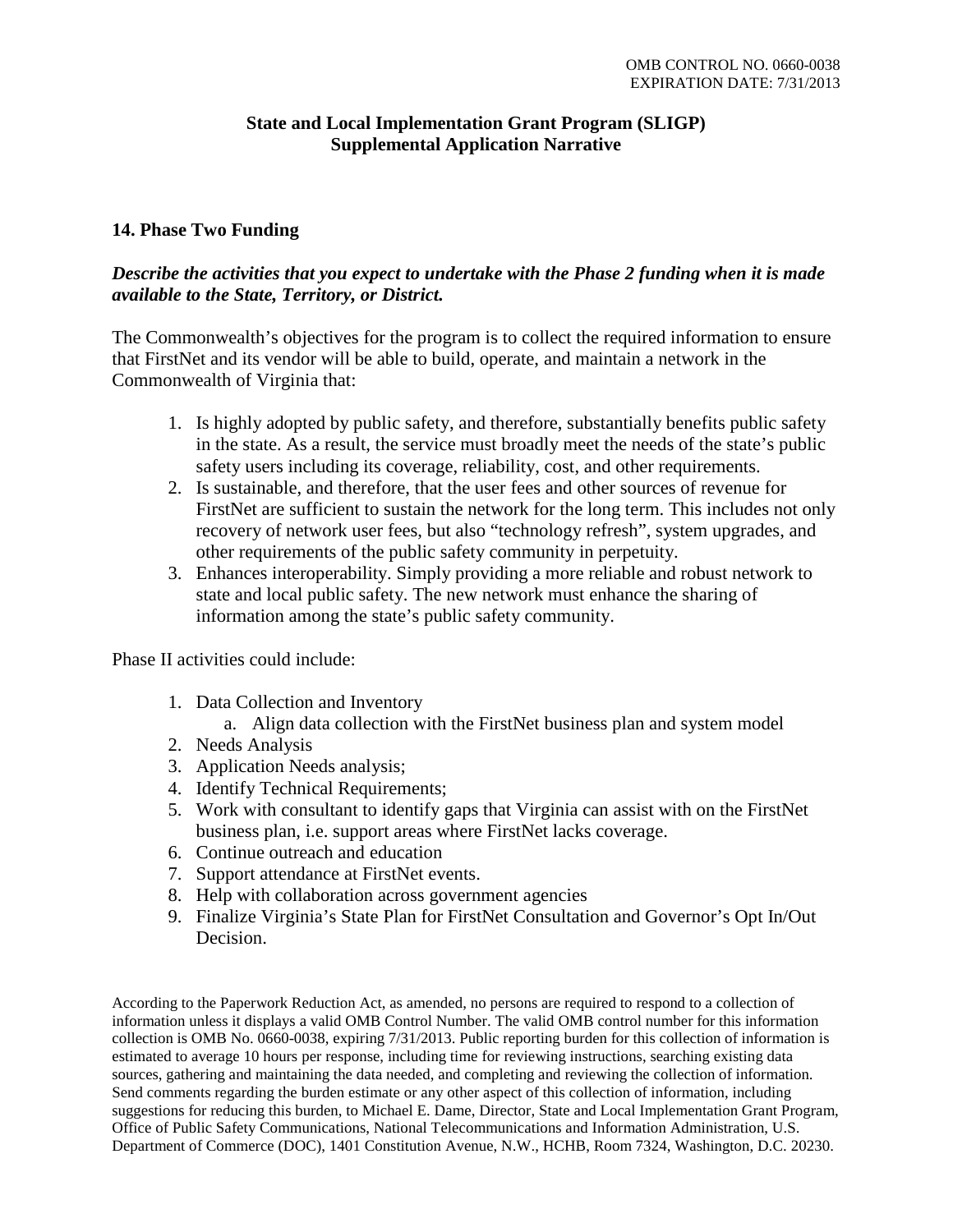**State and Local Implementation Grant Program (SLIGP)**
**Supplemental Application Narrative**

## 14. Phase Two Funding

***Describe the activities that you expect to undertake with the Phase 2 funding when it is made available to the State, Territory, or District.***

The Commonwealth's objectives for the program is to collect the required information to ensure that FirstNet and its vendor will be able to build, operate, and maintain a network in the Commonwealth of Virginia that:

1. Is highly adopted by public safety, and therefore, substantially benefits public safety in the state. As a result, the service must broadly meet the needs of the state's public safety users including its coverage, reliability, cost, and other requirements.
2. Is sustainable, and therefore, that the user fees and other sources of revenue for FirstNet are sufficient to sustain the network for the long term. This includes not only recovery of network user fees, but also "technology refresh", system upgrades, and other requirements of the public safety community in perpetuity.
3. Enhances interoperability. Simply providing a more reliable and robust network to state and local public safety. The new network must enhance the sharing of information among the state's public safety community.

Phase II activities could include:

1. Data Collection and Inventory
   a. Align data collection with the FirstNet business plan and system model
2. Needs Analysis
3. Application Needs analysis;
4. Identify Technical Requirements;
5. Work with consultant to identify gaps that Virginia can assist with on the FirstNet business plan, i.e. support areas where FirstNet lacks coverage.
6. Continue outreach and education
7. Support attendance at FirstNet events.
8. Help with collaboration across government agencies
9. Finalize Virginia's State Plan for FirstNet Consultation and Governor's Opt In/Out Decision.

According to the Paperwork Reduction Act, as amended, no persons are required to respond to a collection of information unless it displays a valid OMB Control Number. The valid OMB control number for this information collection is OMB No. 0660-0038, expiring 7/31/2013. Public reporting burden for this collection of information is estimated to average 10 hours per response, including time for reviewing instructions, searching existing data sources, gathering and maintaining the data needed, and completing and reviewing the collection of information. Send comments regarding the burden estimate or any other aspect of this collection of information, including suggestions for reducing this burden, to Michael E. Dame, Director, State and Local Implementation Grant Program, Office of Public Safety Communications, National Telecommunications and Information Administration, U.S. Department of Commerce (DOC), 1401 Constitution Avenue, N.W., HCHB, Room 7324, Washington, D.C. 20230.